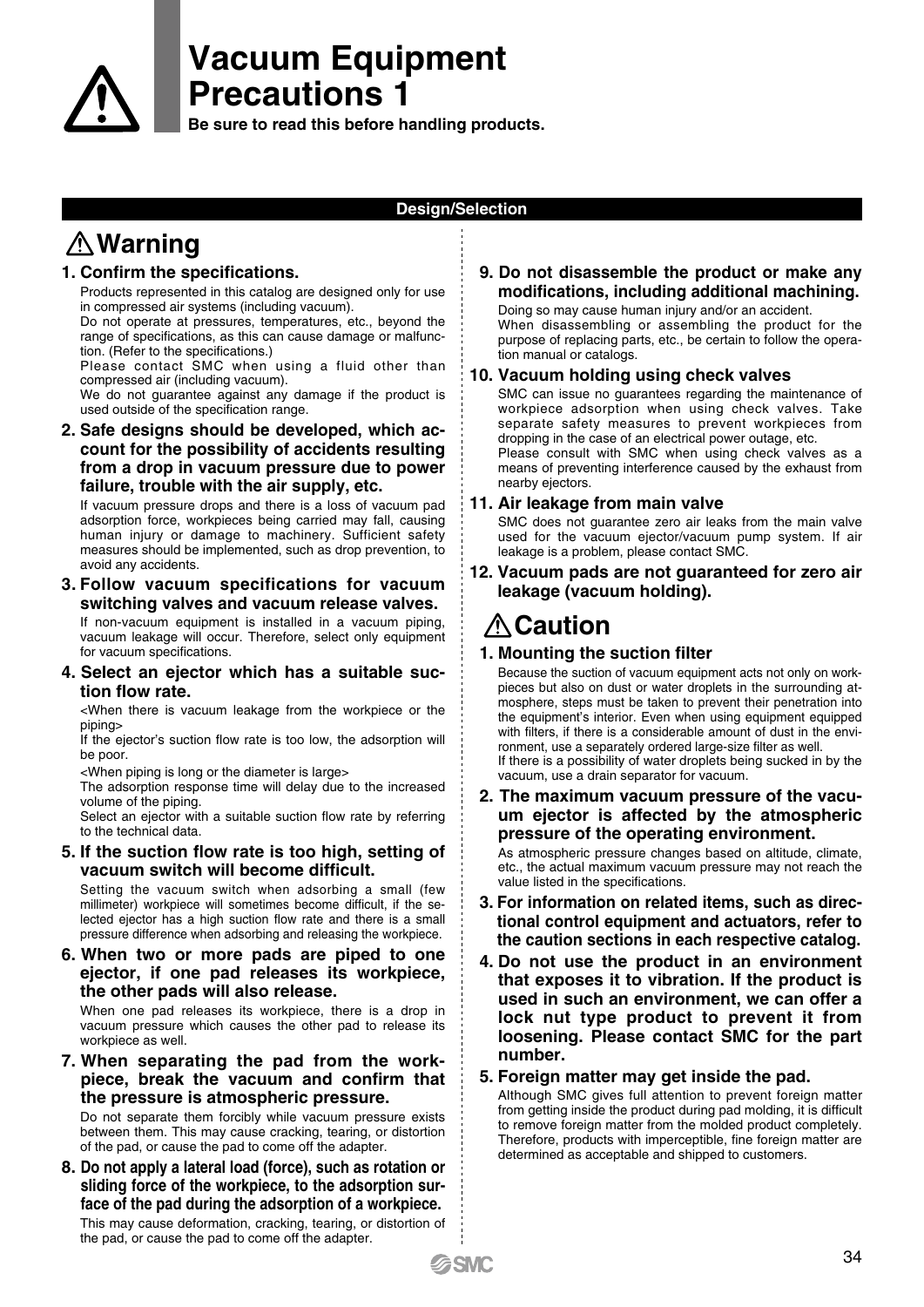# Vacuum Equipment Precautions 1

**Be sure to read this before handling products.**

## Design/Selection

### ⚠Warning

**1. Confirm the specifications.**

Products represented in this catalog are designed only for use in compressed air systems (including vacuum).
Do not operate at pressures, temperatures, etc., beyond the range of specifications, as this can cause damage or malfunction. (Refer to the specifications.)
Please contact SMC when using a fluid other than compressed air (including vacuum).
We do not guarantee against any damage if the product is used outside of the specification range.

**2. Safe designs should be developed, which account for the possibility of accidents resulting from a drop in vacuum pressure due to power failure, trouble with the air supply, etc.**

If vacuum pressure drops and there is a loss of vacuum pad adsorption force, workpieces being carried may fall, causing human injury or damage to machinery. Sufficient safety measures should be implemented, such as drop prevention, to avoid any accidents.

**3. Follow vacuum specifications for vacuum switching valves and vacuum release valves.**

If non-vacuum equipment is installed in a vacuum piping, vacuum leakage will occur. Therefore, select only equipment for vacuum specifications.

**4. Select an ejector which has a suitable suction flow rate.**

<When there is vacuum leakage from the workpiece or the piping>
If the ejector's suction flow rate is too low, the adsorption will be poor.
<When piping is long or the diameter is large>
The adsorption response time will delay due to the increased volume of the piping.
Select an ejector with a suitable suction flow rate by referring to the technical data.

**5. If the suction flow rate is too high, setting of vacuum switch will become difficult.**

Setting the vacuum switch when adsorbing a small (few millimeter) workpiece will sometimes become difficult, if the selected ejector has a high suction flow rate and there is a small pressure difference when adsorbing and releasing the workpiece.

**6. When two or more pads are piped to one ejector, if one pad releases its workpiece, the other pads will also release.**

When one pad releases its workpiece, there is a drop in vacuum pressure which causes the other pad to release its workpiece as well.

**7. When separating the pad from the workpiece, break the vacuum and confirm that the pressure is atmospheric pressure.**

Do not separate them forcibly while vacuum pressure exists between them. This may cause cracking, tearing, or distortion of the pad, or cause the pad to come off the adapter.

**8. Do not apply a lateral load (force), such as rotation or sliding force of the workpiece, to the adsorption surface of the pad during the adsorption of a workpiece.**

This may cause deformation, cracking, tearing, or distortion of the pad, or cause the pad to come off the adapter.

**9. Do not disassemble the product or make any modifications, including additional machining.**

Doing so may cause human injury and/or an accident.
When disassembling or assembling the product for the purpose of replacing parts, etc., be certain to follow the operation manual or catalogs.

**10. Vacuum holding using check valves**

SMC can issue no guarantees regarding the maintenance of workpiece adsorption when using check valves. Take separate safety measures to prevent workpieces from dropping in the case of an electrical power outage, etc.
Please consult with SMC when using check valves as a means of preventing interference caused by the exhaust from nearby ejectors.

**11. Air leakage from main valve**

SMC does not guarantee zero air leaks from the main valve used for the vacuum ejector/vacuum pump system. If air leakage is a problem, please contact SMC.

**12. Vacuum pads are not guaranteed for zero air leakage (vacuum holding).**

### ⚠Caution

**1. Mounting the suction filter**

Because the suction of vacuum equipment acts not only on workpieces but also on dust or water droplets in the surrounding atmosphere, steps must be taken to prevent their penetration into the equipment's interior. Even when using equipment equipped with filters, if there is a considerable amount of dust in the environment, use a separately ordered large-size filter as well.
If there is a possibility of water droplets being sucked in by the vacuum, use a drain separator for vacuum.

**2. The maximum vacuum pressure of the vacuum ejector is affected by the atmospheric pressure of the operating environment.**

As atmospheric pressure changes based on altitude, climate, etc., the actual maximum vacuum pressure may not reach the value listed in the specifications.

**3. For information on related items, such as directional control equipment and actuators, refer to the caution sections in each respective catalog.**

**4. Do not use the product in an environment that exposes it to vibration. If the product is used in such an environment, we can offer a lock nut type product to prevent it from loosening. Please contact SMC for the part number.**

**5. Foreign matter may get inside the pad.**

Although SMC gives full attention to prevent foreign matter from getting inside the product during pad molding, it is difficult to remove foreign matter from the molded product completely. Therefore, products with imperceptible, fine foreign matter are determined as acceptable and shipped to customers.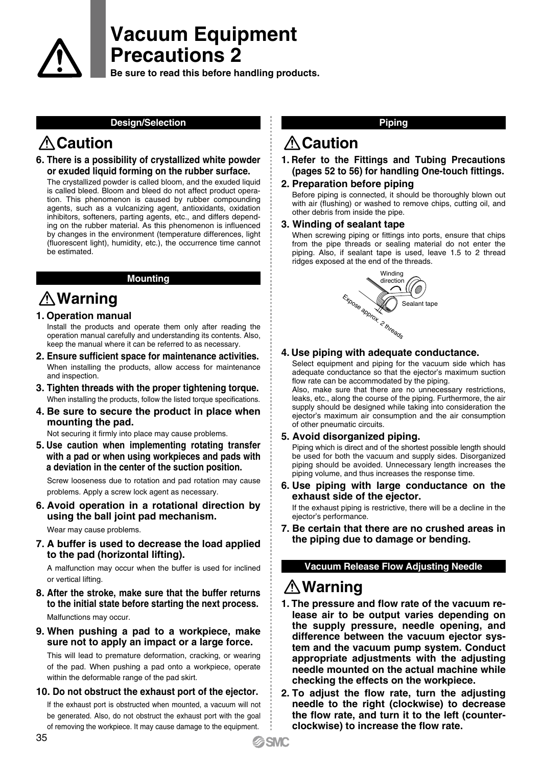# Vacuum Equipment Precautions 2

**Be sure to read this before handling products.**

## Design/Selection

### ⚠Caution

**6. There is a possibility of crystallized white powder or exuded liquid forming on the rubber surface.**

The crystallized powder is called bloom, and the exuded liquid is called bleed. Bloom and bleed do not affect product operation. This phenomenon is caused by rubber compounding agents, such as a vulcanizing agent, antioxidants, oxidation inhibitors, softeners, parting agents, etc., and differs depending on the rubber material. As this phenomenon is influenced by changes in the environment (temperature differences, light (fluorescent light), humidity, etc.), the occurrence time cannot be estimated.

## Mounting

### ⚠Warning

**1. Operation manual**

Install the products and operate them only after reading the operation manual carefully and understanding its contents. Also, keep the manual where it can be referred to as necessary.

**2. Ensure sufficient space for maintenance activities.**

When installing the products, allow access for maintenance and inspection.

**3. Tighten threads with the proper tightening torque.**

When installing the products, follow the listed torque specifications.

**4. Be sure to secure the product in place when mounting the pad.**

Not securing it firmly into place may cause problems.

**5. Use caution when implementing rotating transfer with a pad or when using workpieces and pads with a deviation in the center of the suction position.**

Screw looseness due to rotation and pad rotation may cause problems. Apply a screw lock agent as necessary.

**6. Avoid operation in a rotational direction by using the ball joint pad mechanism.**

Wear may cause problems.

**7. A buffer is used to decrease the load applied to the pad (horizontal lifting).**

A malfunction may occur when the buffer is used for inclined or vertical lifting.

**8. After the stroke, make sure that the buffer returns to the initial state before starting the next process.**

Malfunctions may occur.

**9. When pushing a pad to a workpiece, make sure not to apply an impact or a large force.**

This will lead to premature deformation, cracking, or wearing of the pad. When pushing a pad onto a workpiece, operate within the deformable range of the pad skirt.

**10. Do not obstruct the exhaust port of the ejector.**

If the exhaust port is obstructed when mounted, a vacuum will not be generated. Also, do not obstruct the exhaust port with the goal of removing the workpiece. It may cause damage to the equipment.

## Piping

### ⚠Caution

**1. Refer to the Fittings and Tubing Precautions (pages 52 to 56) for handling One-touch fittings.**

**2. Preparation before piping**

Before piping is connected, it should be thoroughly blown out with air (flushing) or washed to remove chips, cutting oil, and other debris from inside the pipe.

**3. Winding of sealant tape**

When screwing piping or fittings into ports, ensure that chips from the pipe threads or sealing material do not enter the piping. Also, if sealant tape is used, leave 1.5 to 2 thread ridges exposed at the end of the threads.

Winding direction

Sealant tape

Expose approx. 2 threads

**4. Use piping with adequate conductance.**

Select equipment and piping for the vacuum side which has adequate conductance so that the ejector's maximum suction flow rate can be accommodated by the piping.

Also, make sure that there are no unnecessary restrictions, leaks, etc., along the course of the piping. Furthermore, the air supply should be designed while taking into consideration the ejector's maximum air consumption and the air consumption of other pneumatic circuits.

**5. Avoid disorganized piping.**

Piping which is direct and of the shortest possible length should be used for both the vacuum and supply sides. Disorganized piping should be avoided. Unnecessary length increases the piping volume, and thus increases the response time.

**6. Use piping with large conductance on the exhaust side of the ejector.**

If the exhaust piping is restrictive, there will be a decline in the ejector's performance.

**7. Be certain that there are no crushed areas in the piping due to damage or bending.**

## Vacuum Release Flow Adjusting Needle

### ⚠Warning

**1. The pressure and flow rate of the vacuum release air to be output varies depending on the supply pressure, needle opening, and difference between the vacuum ejector system and the vacuum pump system. Conduct appropriate adjustments with the adjusting needle mounted on the actual machine while checking the effects on the workpiece.**

**2. To adjust the flow rate, turn the adjusting needle to the right (clockwise) to decrease the flow rate, and turn it to the left (counterclockwise) to increase the flow rate.**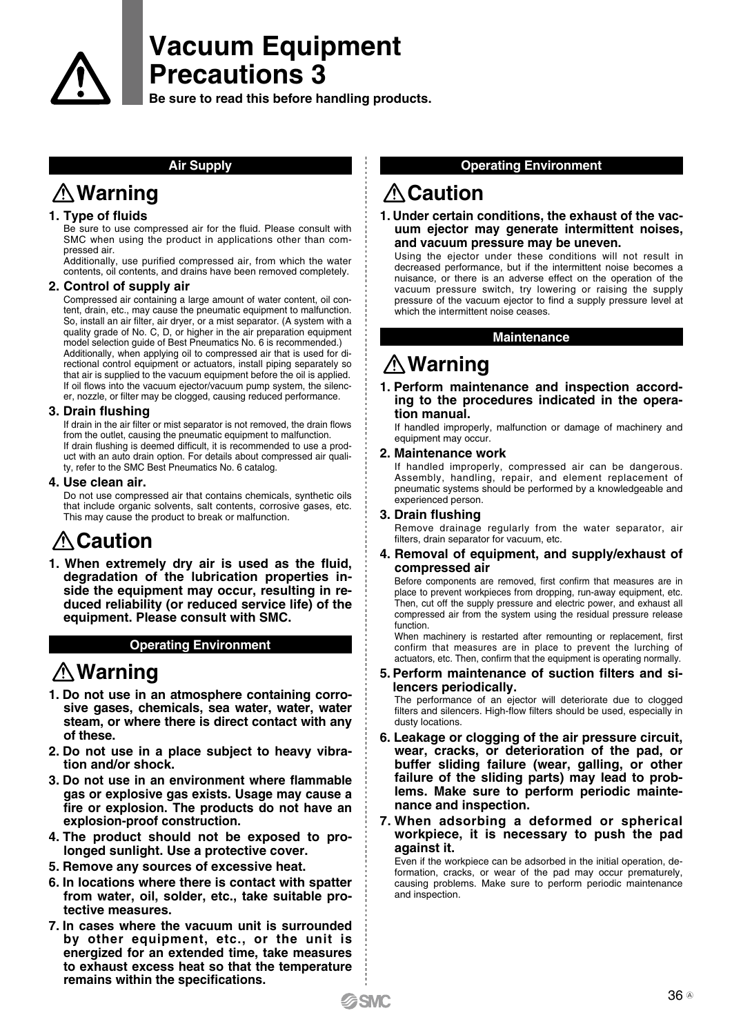# Vacuum Equipment Precautions 3

**Be sure to read this before handling products.**

## Air Supply

### ⚠Warning

**1. Type of fluids**

Be sure to use compressed air for the fluid. Please consult with SMC when using the product in applications other than compressed air.

Additionally, use purified compressed air, from which the water contents, oil contents, and drains have been removed completely.

**2. Control of supply air**

Compressed air containing a large amount of water content, oil content, drain, etc., may cause the pneumatic equipment to malfunction. So, install an air filter, air dryer, or a mist separator. (A system with a quality grade of No. C, D, or higher in the air preparation equipment model selection guide of Best Pneumatics No. 6 is recommended.)

Additionally, when applying oil to compressed air that is used for directional control equipment or actuators, install piping separately so that air is supplied to the vacuum equipment before the oil is applied. If oil flows into the vacuum ejector/vacuum pump system, the silencer, nozzle, or filter may be clogged, causing reduced performance.

**3. Drain flushing**

If drain in the air filter or mist separator is not removed, the drain flows from the outlet, causing the pneumatic equipment to malfunction.

If drain flushing is deemed difficult, it is recommended to use a product with an auto drain option. For details about compressed air quality, refer to the SMC Best Pneumatics No. 6 catalog.

**4. Use clean air.**

Do not use compressed air that contains chemicals, synthetic oils that include organic solvents, salt contents, corrosive gases, etc. This may cause the product to break or malfunction.

### ⚠Caution

**1. When extremely dry air is used as the fluid, degradation of the lubrication properties inside the equipment may occur, resulting in reduced reliability (or reduced service life) of the equipment. Please consult with SMC.**

## Operating Environment

### ⚠Warning

**1. Do not use in an atmosphere containing corrosive gases, chemicals, sea water, water, water steam, or where there is direct contact with any of these.**

**2. Do not use in a place subject to heavy vibration and/or shock.**

**3. Do not use in an environment where flammable gas or explosive gas exists. Usage may cause a fire or explosion. The products do not have an explosion-proof construction.**

**4. The product should not be exposed to prolonged sunlight. Use a protective cover.**

**5. Remove any sources of excessive heat.**

**6. In locations where there is contact with spatter from water, oil, solder, etc., take suitable protective measures.**

**7. In cases where the vacuum unit is surrounded by other equipment, etc., or the unit is energized for an extended time, take measures to exhaust excess heat so that the temperature remains within the specifications.**

## Operating Environment

### ⚠Caution

**1. Under certain conditions, the exhaust of the vacuum ejector may generate intermittent noises, and vacuum pressure may be uneven.**

Using the ejector under these conditions will not result in decreased performance, but if the intermittent noise becomes a nuisance, or there is an adverse effect on the operation of the vacuum pressure switch, try lowering or raising the supply pressure of the vacuum ejector to find a supply pressure level at which the intermittent noise ceases.

## Maintenance

### ⚠Warning

**1. Perform maintenance and inspection according to the procedures indicated in the operation manual.**

If handled improperly, malfunction or damage of machinery and equipment may occur.

**2. Maintenance work**

If handled improperly, compressed air can be dangerous. Assembly, handling, repair, and element replacement of pneumatic systems should be performed by a knowledgeable and experienced person.

**3. Drain flushing**

Remove drainage regularly from the water separator, air filters, drain separator for vacuum, etc.

**4. Removal of equipment, and supply/exhaust of compressed air**

Before components are removed, first confirm that measures are in place to prevent workpieces from dropping, run-away equipment, etc. Then, cut off the supply pressure and electric power, and exhaust all compressed air from the system using the residual pressure release function.

When machinery is restarted after remounting or replacement, first confirm that measures are in place to prevent the lurching of actuators, etc. Then, confirm that the equipment is operating normally.

**5. Perform maintenance of suction filters and silencers periodically.**

The performance of an ejector will deteriorate due to clogged filters and silencers. High-flow filters should be used, especially in dusty locations.

**6. Leakage or clogging of the air pressure circuit, wear, cracks, or deterioration of the pad, or buffer sliding failure (wear, galling, or other failure of the sliding parts) may lead to problems. Make sure to perform periodic maintenance and inspection.**

**7. When adsorbing a deformed or spherical workpiece, it is necessary to push the pad against it.**

Even if the workpiece can be adsorbed in the initial operation, deformation, cracks, or wear of the pad may occur prematurely, causing problems. Make sure to perform periodic maintenance and inspection.